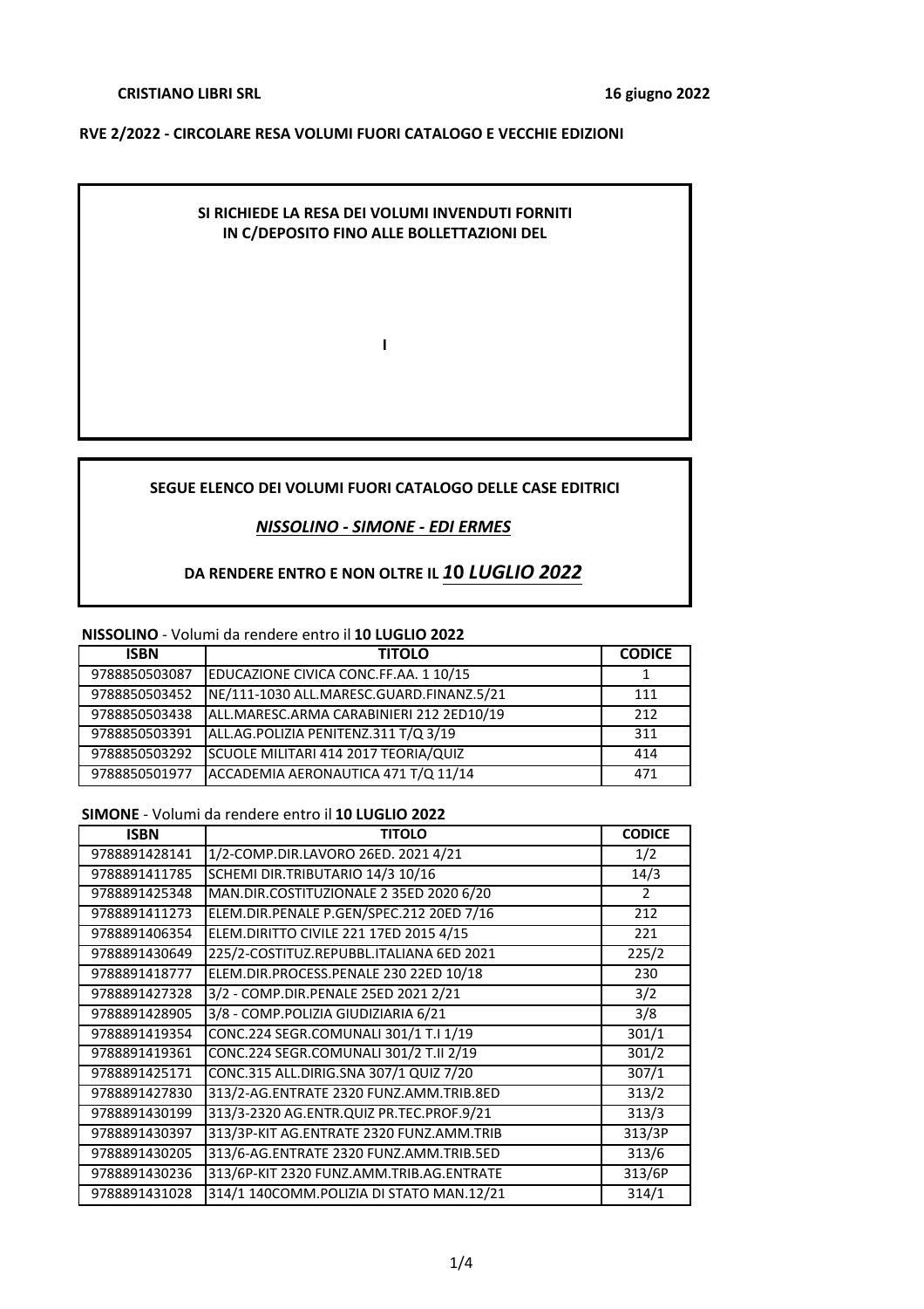**CRISTIANO LIBRI SRL** **16 giugno 2022**

**RVE 2/2022 - CIRCOLARE RESA VOLUMI FUORI CATALOGO E VECCHIE EDIZIONI**

**SI RICHIEDE LA RESA DEI VOLUMI INVENDUTI FORNITI IN C/DEPOSITO FINO ALLE BOLLETTAZIONI DEL**

**I**

**SEGUE ELENCO DEI VOLUMI FUORI CATALOGO DELLE CASE EDITRICI**

***NISSOLINO - SIMONE - EDI ERMES***

**DA RENDERE ENTRO E NON OLTRE IL *10 LUGLIO 2022***

**NISSOLINO** - Volumi da rendere entro il **10 LUGLIO 2022**

| ISBN | TITOLO | CODICE |
|---|---|---|
| 9788850503087 | EDUCAZIONE CIVICA CONC.FF.AA. 1 10/15 | 1 |
| 9788850503452 | NE/111-1030 ALL.MARESC.GUARD.FINANZ.5/21 | 111 |
| 9788850503438 | ALL.MARESC.ARMA CARABINIERI 212 2ED10/19 | 212 |
| 9788850503391 | ALL.AG.POLIZIA PENITENZ.311 T/Q 3/19 | 311 |
| 9788850503292 | SCUOLE MILITARI 414 2017 TEORIA/QUIZ | 414 |
| 9788850501977 | ACCADEMIA AERONAUTICA 471 T/Q 11/14 | 471 |

**SIMONE** - Volumi da rendere entro il **10 LUGLIO 2022**

| ISBN | TITOLO | CODICE |
|---|---|---|
| 9788891428141 | 1/2-COMP.DIR.LAVORO 26ED. 2021 4/21 | 1/2 |
| 9788891411785 | SCHEMI DIR.TRIBUTARIO 14/3 10/16 | 14/3 |
| 9788891425348 | MAN.DIR.COSTITUZIONALE 2 35ED 2020 6/20 | 2 |
| 9788891411273 | ELEM.DIR.PENALE P.GEN/SPEC.212 20ED 7/16 | 212 |
| 9788891406354 | ELEM.DIRITTO CIVILE 221 17ED 2015 4/15 | 221 |
| 9788891430649 | 225/2-COSTITUZ.REPUBBL.ITALIANA 6ED 2021 | 225/2 |
| 9788891418777 | ELEM.DIR.PROCESS.PENALE 230 22ED 10/18 | 230 |
| 9788891427328 | 3/2 - COMP.DIR.PENALE 25ED 2021 2/21 | 3/2 |
| 9788891428905 | 3/8 - COMP.POLIZIA GIUDIZIARIA 6/21 | 3/8 |
| 9788891419354 | CONC.224 SEGR.COMUNALI 301/1 T.I 1/19 | 301/1 |
| 9788891419361 | CONC.224 SEGR.COMUNALI 301/2 T.II 2/19 | 301/2 |
| 9788891425171 | CONC.315 ALL.DIRIG.SNA 307/1 QUIZ 7/20 | 307/1 |
| 9788891427830 | 313/2-AG.ENTRATE 2320 FUNZ.AMM.TRIB.8ED | 313/2 |
| 9788891430199 | 313/3-2320 AG.ENTR.QUIZ PR.TEC.PROF.9/21 | 313/3 |
| 9788891430397 | 313/3P-KIT AG.ENTRATE 2320 FUNZ.AMM.TRIB | 313/3P |
| 9788891430205 | 313/6-AG.ENTRATE 2320 FUNZ.AMM.TRIB.5ED | 313/6 |
| 9788891430236 | 313/6P-KIT 2320 FUNZ.AMM.TRIB.AG.ENTRATE | 313/6P |
| 9788891431028 | 314/1 140COMM.POLIZIA DI STATO MAN.12/21 | 314/1 |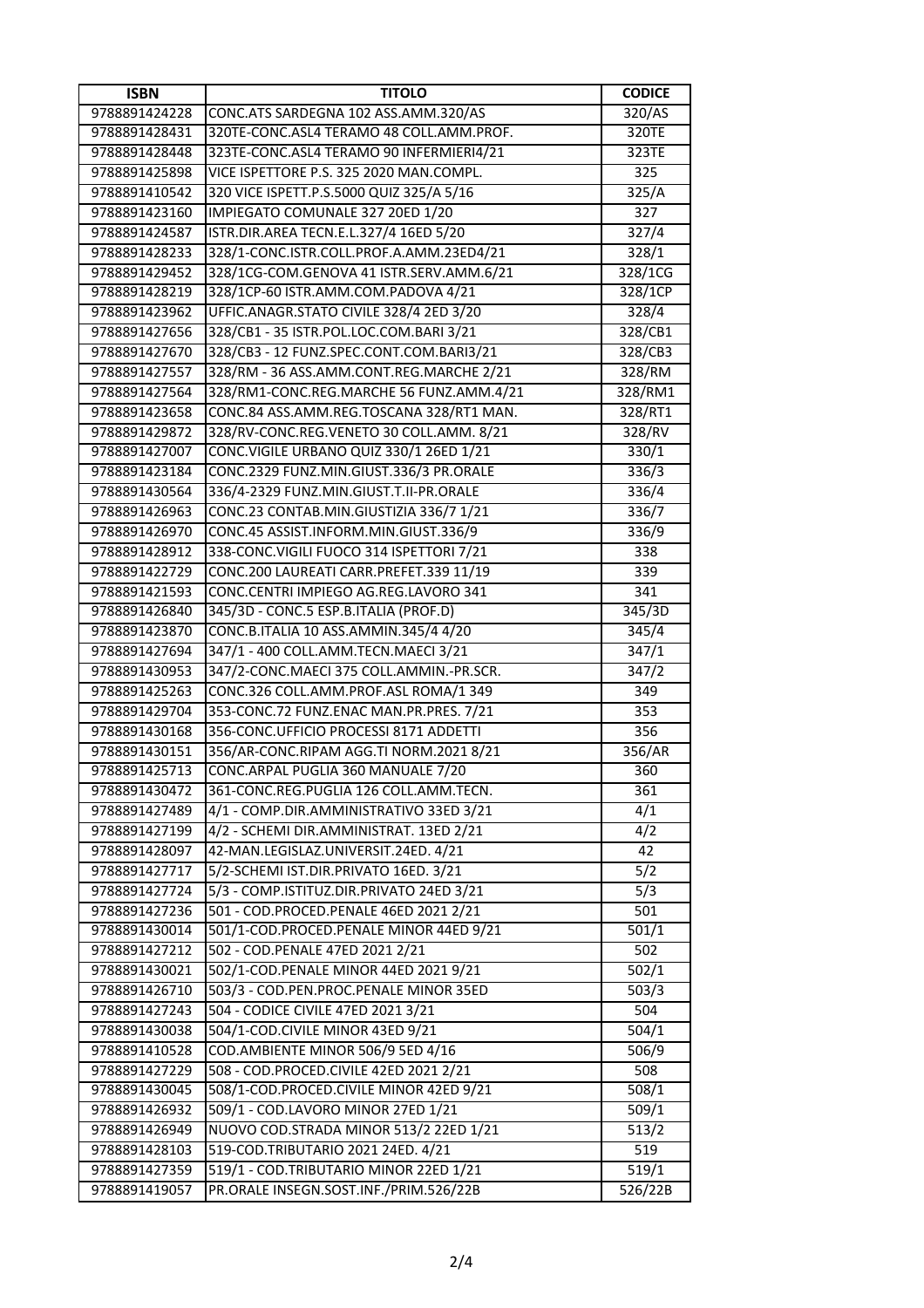| ISBN | TITOLO | CODICE |
|---|---|---|
| 9788891424228 | CONC.ATS SARDEGNA 102 ASS.AMM.320/AS | 320/AS |
| 9788891428431 | 320TE-CONC.ASL4 TERAMO 48 COLL.AMM.PROF. | 320TE |
| 9788891428448 | 323TE-CONC.ASL4 TERAMO 90 INFERMIERI4/21 | 323TE |
| 9788891425898 | VICE ISPETTORE P.S. 325 2020 MAN.COMPL. | 325 |
| 9788891410542 | 320 VICE ISPETT.P.S.5000 QUIZ 325/A 5/16 | 325/A |
| 9788891423160 | IMPIEGATO COMUNALE 327 20ED 1/20 | 327 |
| 9788891424587 | ISTR.DIR.AREA TECN.E.L.327/4 16ED 5/20 | 327/4 |
| 9788891428233 | 328/1-CONC.ISTR.COLL.PROF.A.AMM.23ED4/21 | 328/1 |
| 9788891429452 | 328/1CG-COM.GENOVA 41 ISTR.SERV.AMM.6/21 | 328/1CG |
| 9788891428219 | 328/1CP-60 ISTR.AMM.COM.PADOVA 4/21 | 328/1CP |
| 9788891423962 | UFFIC.ANAGR.STATO CIVILE 328/4 2ED 3/20 | 328/4 |
| 9788891427656 | 328/CB1 - 35 ISTR.POL.LOC.COM.BARI 3/21 | 328/CB1 |
| 9788891427670 | 328/CB3 - 12 FUNZ.SPEC.CONT.COM.BARI3/21 | 328/CB3 |
| 9788891427557 | 328/RM - 36 ASS.AMM.CONT.REG.MARCHE 2/21 | 328/RM |
| 9788891427564 | 328/RM1-CONC.REG.MARCHE 56 FUNZ.AMM.4/21 | 328/RM1 |
| 9788891423658 | CONC.84 ASS.AMM.REG.TOSCANA 328/RT1 MAN. | 328/RT1 |
| 9788891429872 | 328/RV-CONC.REG.VENETO 30 COLL.AMM. 8/21 | 328/RV |
| 9788891427007 | CONC.VIGILE URBANO QUIZ 330/1 26ED 1/21 | 330/1 |
| 9788891423184 | CONC.2329 FUNZ.MIN.GIUST.336/3 PR.ORALE | 336/3 |
| 9788891430564 | 336/4-2329 FUNZ.MIN.GIUST.T.II-PR.ORALE | 336/4 |
| 9788891426963 | CONC.23 CONTAB.MIN.GIUSTIZIA 336/7 1/21 | 336/7 |
| 9788891426970 | CONC.45 ASSIST.INFORM.MIN.GIUST.336/9 | 336/9 |
| 9788891428912 | 338-CONC.VIGILI FUOCO 314 ISPETTORI 7/21 | 338 |
| 9788891422729 | CONC.200 LAUREATI CARR.PREFET.339 11/19 | 339 |
| 9788891421593 | CONC.CENTRI IMPIEGO AG.REG.LAVORO 341 | 341 |
| 9788891426840 | 345/3D - CONC.5 ESP.B.ITALIA (PROF.D) | 345/3D |
| 9788891423870 | CONC.B.ITALIA 10 ASS.AMMIN.345/4 4/20 | 345/4 |
| 9788891427694 | 347/1 - 400 COLL.AMM.TECN.MAECI 3/21 | 347/1 |
| 9788891430953 | 347/2-CONC.MAECI 375 COLL.AMMIN.-PR.SCR. | 347/2 |
| 9788891425263 | CONC.326 COLL.AMM.PROF.ASL ROMA/1 349 | 349 |
| 9788891429704 | 353-CONC.72 FUNZ.ENAC MAN.PR.PRES. 7/21 | 353 |
| 9788891430168 | 356-CONC.UFFICIO PROCESSI 8171 ADDETTI | 356 |
| 9788891430151 | 356/AR-CONC.RIPAM AGG.TI NORM.2021 8/21 | 356/AR |
| 9788891425713 | CONC.ARPAL PUGLIA 360 MANUALE 7/20 | 360 |
| 9788891430472 | 361-CONC.REG.PUGLIA 126 COLL.AMM.TECN. | 361 |
| 9788891427489 | 4/1 - COMP.DIR.AMMINISTRATIVO 33ED 3/21 | 4/1 |
| 9788891427199 | 4/2 - SCHEMI DIR.AMMINISTRAT. 13ED 2/21 | 4/2 |
| 9788891428097 | 42-MAN.LEGISLAZ.UNIVERSIT.24ED. 4/21 | 42 |
| 9788891427717 | 5/2-SCHEMI IST.DIR.PRIVATO 16ED. 3/21 | 5/2 |
| 9788891427724 | 5/3 - COMP.ISTITUZ.DIR.PRIVATO 24ED 3/21 | 5/3 |
| 9788891427236 | 501 - COD.PROCED.PENALE 46ED 2021 2/21 | 501 |
| 9788891430014 | 501/1-COD.PROCED.PENALE MINOR 44ED 9/21 | 501/1 |
| 9788891427212 | 502 - COD.PENALE 47ED 2021 2/21 | 502 |
| 9788891430021 | 502/1-COD.PENALE MINOR 44ED 2021 9/21 | 502/1 |
| 9788891426710 | 503/3 - COD.PEN.PROC.PENALE MINOR 35ED | 503/3 |
| 9788891427243 | 504 - CODICE CIVILE 47ED 2021 3/21 | 504 |
| 9788891430038 | 504/1-COD.CIVILE MINOR 43ED 9/21 | 504/1 |
| 9788891410528 | COD.AMBIENTE MINOR 506/9 5ED 4/16 | 506/9 |
| 9788891427229 | 508 - COD.PROCED.CIVILE 42ED 2021 2/21 | 508 |
| 9788891430045 | 508/1-COD.PROCED.CIVILE MINOR 42ED 9/21 | 508/1 |
| 9788891426932 | 509/1 - COD.LAVORO MINOR 27ED 1/21 | 509/1 |
| 9788891426949 | NUOVO COD.STRADA MINOR 513/2 22ED 1/21 | 513/2 |
| 9788891428103 | 519-COD.TRIBUTARIO 2021 24ED. 4/21 | 519 |
| 9788891427359 | 519/1 - COD.TRIBUTARIO MINOR 22ED 1/21 | 519/1 |
| 9788891419057 | PR.ORALE INSEGN.SOST.INF./PRIM.526/22B | 526/22B |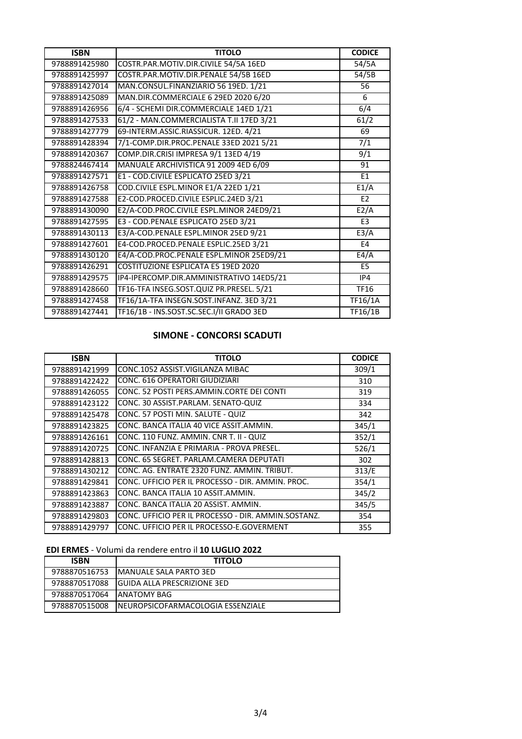| ISBN | TITOLO | CODICE |
|---|---|---|
| 9788891425980 | COSTR.PAR.MOTIV.DIR.CIVILE 54/5A 16ED | 54/5A |
| 9788891425997 | COSTR.PAR.MOTIV.DIR.PENALE 54/5B 16ED | 54/5B |
| 9788891427014 | MAN.CONSUL.FINANZIARIO 56 19ED. 1/21 | 56 |
| 9788891425089 | MAN.DIR.COMMERCIALE 6 29ED 2020 6/20 | 6 |
| 9788891426956 | 6/4 - SCHEMI DIR.COMMERCIALE 14ED 1/21 | 6/4 |
| 9788891427533 | 61/2 - MAN.COMMERCIALISTA T.II 17ED 3/21 | 61/2 |
| 9788891427779 | 69-INTERM.ASSIC.RIASSICUR. 12ED. 4/21 | 69 |
| 9788891428394 | 7/1-COMP.DIR.PROC.PENALE 33ED 2021 5/21 | 7/1 |
| 9788891420367 | COMP.DIR.CRISI IMPRESA 9/1 13ED 4/19 | 9/1 |
| 9788824467414 | MANUALE ARCHIVISTICA 91 2009 4ED 6/09 | 91 |
| 9788891427571 | E1 - COD.CIVILE ESPLICATO 25ED 3/21 | E1 |
| 9788891426758 | COD.CIVILE ESPL.MINOR E1/A 22ED 1/21 | E1/A |
| 9788891427588 | E2-COD.PROCED.CIVILE ESPLIC.24ED 3/21 | E2 |
| 9788891430090 | E2/A-COD.PROC.CIVILE ESPL.MINOR 24ED9/21 | E2/A |
| 9788891427595 | E3 - COD.PENALE ESPLICATO 25ED 3/21 | E3 |
| 9788891430113 | E3/A-COD.PENALE ESPL.MINOR 25ED 9/21 | E3/A |
| 9788891427601 | E4-COD.PROCED.PENALE ESPLIC.25ED 3/21 | E4 |
| 9788891430120 | E4/A-COD.PROC.PENALE ESPL.MINOR 25ED9/21 | E4/A |
| 9788891426291 | COSTITUZIONE ESPLICATA E5 19ED 2020 | E5 |
| 9788891429575 | IP4-IPERCOMP.DIR.AMMINISTRATIVO 14ED5/21 | IP4 |
| 9788891428660 | TF16-TFA INSEG.SOST.QUIZ PR.PRESEL. 5/21 | TF16 |
| 9788891427458 | TF16/1A-TFA INSEGN.SOST.INFANZ. 3ED 3/21 | TF16/1A |
| 9788891427441 | TF16/1B - INS.SOST.SC.SEC.I/II GRADO 3ED | TF16/1B |

## SIMONE - CONCORSI SCADUTI

| ISBN | TITOLO | CODICE |
|---|---|---|
| 9788891421999 | CONC.1052 ASSIST.VIGILANZA MIBAC | 309/1 |
| 9788891422422 | CONC. 616 OPERATORI GIUDIZIARI | 310 |
| 9788891426055 | CONC. 52 POSTI PERS.AMMIN.CORTE DEI CONTI | 319 |
| 9788891423122 | CONC. 30 ASSIST.PARLAM. SENATO-QUIZ | 334 |
| 9788891425478 | CONC. 57 POSTI MIN. SALUTE - QUIZ | 342 |
| 9788891423825 | CONC. BANCA ITALIA 40 VICE ASSIT.AMMIN. | 345/1 |
| 9788891426161 | CONC. 110 FUNZ. AMMIN. CNR T. II - QUIZ | 352/1 |
| 9788891420725 | CONC. INFANZIA E PRIMARIA - PROVA PRESEL. | 526/1 |
| 9788891428813 | CONC. 65 SEGRET. PARLAM.CAMERA DEPUTATI | 302 |
| 9788891430212 | CONC. AG. ENTRATE 2320 FUNZ. AMMIN. TRIBUT. | 313/E |
| 9788891429841 | CONC. UFFICIO PER IL PROCESSO - DIR. AMMIN. PROC. | 354/1 |
| 9788891423863 | CONC. BANCA ITALIA 10 ASSIT.AMMIN. | 345/2 |
| 9788891423887 | CONC. BANCA ITALIA 20 ASSIST. AMMIN. | 345/5 |
| 9788891429803 | CONC. UFFICIO PER IL PROCESSO - DIR. AMMIN.SOSTANZ. | 354 |
| 9788891429797 | CONC. UFFICIO PER IL PROCESSO-E.GOVERMENT | 355 |

**EDI ERMES** - Volumi da rendere entro il **10 LUGLIO 2022**

| ISBN | TITOLO |
|---|---|
| 9788870516753 | MANUALE SALA PARTO 3ED |
| 9788870517088 | GUIDA ALLA PRESCRIZIONE 3ED |
| 9788870517064 | ANATOMY BAG |
| 9788870515008 | NEUROPSICOFARMACOLOGIA ESSENZIALE |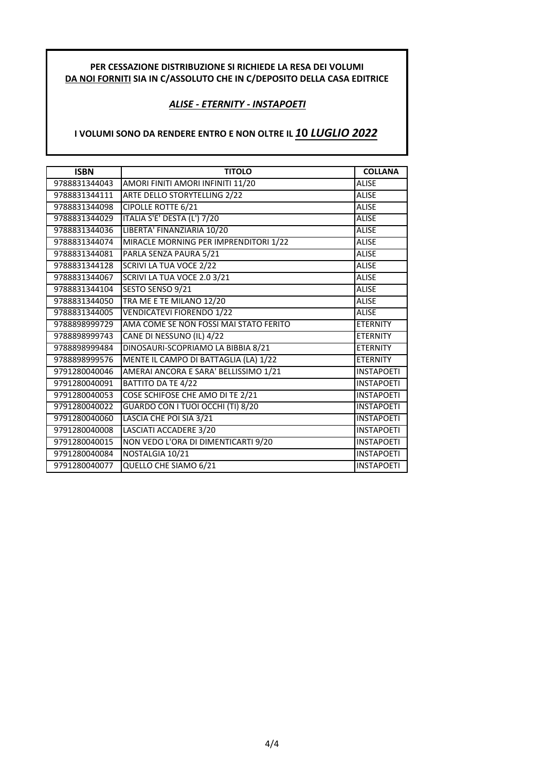**PER CESSAZIONE DISTRIBUZIONE SI RICHIEDE LA RESA DEI VOLUMI <u>DA NOI FORNITI</u> SIA IN C/ASSOLUTO CHE IN C/DEPOSITO DELLA CASA EDITRICE**

***<u>ALISE - ETERNITY - INSTAPOETI</u>***

**I VOLUMI SONO DA RENDERE ENTRO E NON OLTRE IL *<u>10 LUGLIO 2022</u>***

| ISBN | TITOLO | COLLANA |
|---|---|---|
| 9788831344043 | AMORI FINITI AMORI INFINITI 11/20 | ALISE |
| 9788831344111 | ARTE DELLO STORYTELLING 2/22 | ALISE |
| 9788831344098 | CIPOLLE ROTTE 6/21 | ALISE |
| 9788831344029 | ITALIA S'E' DESTA (L') 7/20 | ALISE |
| 9788831344036 | LIBERTA' FINANZIARIA 10/20 | ALISE |
| 9788831344074 | MIRACLE MORNING PER IMPRENDITORI 1/22 | ALISE |
| 9788831344081 | PARLA SENZA PAURA 5/21 | ALISE |
| 9788831344128 | SCRIVI LA TUA VOCE 2/22 | ALISE |
| 9788831344067 | SCRIVI LA TUA VOCE 2.0 3/21 | ALISE |
| 9788831344104 | SESTO SENSO 9/21 | ALISE |
| 9788831344050 | TRA ME E TE MILANO 12/20 | ALISE |
| 9788831344005 | VENDICATEVI FIORENDO 1/22 | ALISE |
| 9788898999729 | AMA COME SE NON FOSSI MAI STATO FERITO | ETERNITY |
| 9788898999743 | CANE DI NESSUNO (IL) 4/22 | ETERNITY |
| 9788898999484 | DINOSAURI-SCOPRIAMO LA BIBBIA 8/21 | ETERNITY |
| 9788898999576 | MENTE IL CAMPO DI BATTAGLIA (LA) 1/22 | ETERNITY |
| 9791280040046 | AMERAI ANCORA E SARA' BELLISSIMO 1/21 | INSTAPOETI |
| 9791280040091 | BATTITO DA TE 4/22 | INSTAPOETI |
| 9791280040053 | COSE SCHIFOSE CHE AMO DI TE 2/21 | INSTAPOETI |
| 9791280040022 | GUARDO CON I TUOI OCCHI (TI) 8/20 | INSTAPOETI |
| 9791280040060 | LASCIA CHE POI SIA 3/21 | INSTAPOETI |
| 9791280040008 | LASCIATI ACCADERE 3/20 | INSTAPOETI |
| 9791280040015 | NON VEDO L'ORA DI DIMENTICARTI 9/20 | INSTAPOETI |
| 9791280040084 | NOSTALGIA 10/21 | INSTAPOETI |
| 9791280040077 | QUELLO CHE SIAMO 6/21 | INSTAPOETI |